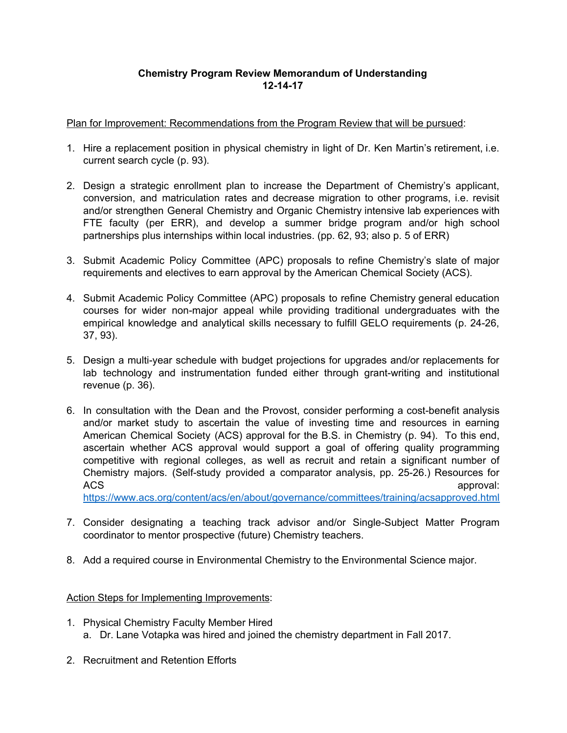**Chemistry Program Review Memorandum of Understanding**
**12-14-17**

Plan for Improvement: Recommendations from the Program Review that will be pursued:

1. Hire a replacement position in physical chemistry in light of Dr. Ken Martin's retirement, i.e. current search cycle (p. 93).

2. Design a strategic enrollment plan to increase the Department of Chemistry's applicant, conversion, and matriculation rates and decrease migration to other programs, i.e. revisit and/or strengthen General Chemistry and Organic Chemistry intensive lab experiences with FTE faculty (per ERR), and develop a summer bridge program and/or high school partnerships plus internships within local industries. (pp. 62, 93; also p. 5 of ERR)

3. Submit Academic Policy Committee (APC) proposals to refine Chemistry's slate of major requirements and electives to earn approval by the American Chemical Society (ACS).

4. Submit Academic Policy Committee (APC) proposals to refine Chemistry general education courses for wider non-major appeal while providing traditional undergraduates with the empirical knowledge and analytical skills necessary to fulfill GELO requirements (p. 24-26, 37, 93).

5. Design a multi-year schedule with budget projections for upgrades and/or replacements for lab technology and instrumentation funded either through grant-writing and institutional revenue (p. 36).

6. In consultation with the Dean and the Provost, consider performing a cost-benefit analysis and/or market study to ascertain the value of investing time and resources in earning American Chemical Society (ACS) approval for the B.S. in Chemistry (p. 94). To this end, ascertain whether ACS approval would support a goal of offering quality programming competitive with regional colleges, as well as recruit and retain a significant number of Chemistry majors. (Self-study provided a comparator analysis, pp. 25-26.) Resources for ACS approval: https://www.acs.org/content/acs/en/about/governance/committees/training/acsapproved.html

7. Consider designating a teaching track advisor and/or Single-Subject Matter Program coordinator to mentor prospective (future) Chemistry teachers.

8. Add a required course in Environmental Chemistry to the Environmental Science major.

Action Steps for Implementing Improvements:

1. Physical Chemistry Faculty Member Hired
   a. Dr. Lane Votapka was hired and joined the chemistry department in Fall 2017.

2. Recruitment and Retention Efforts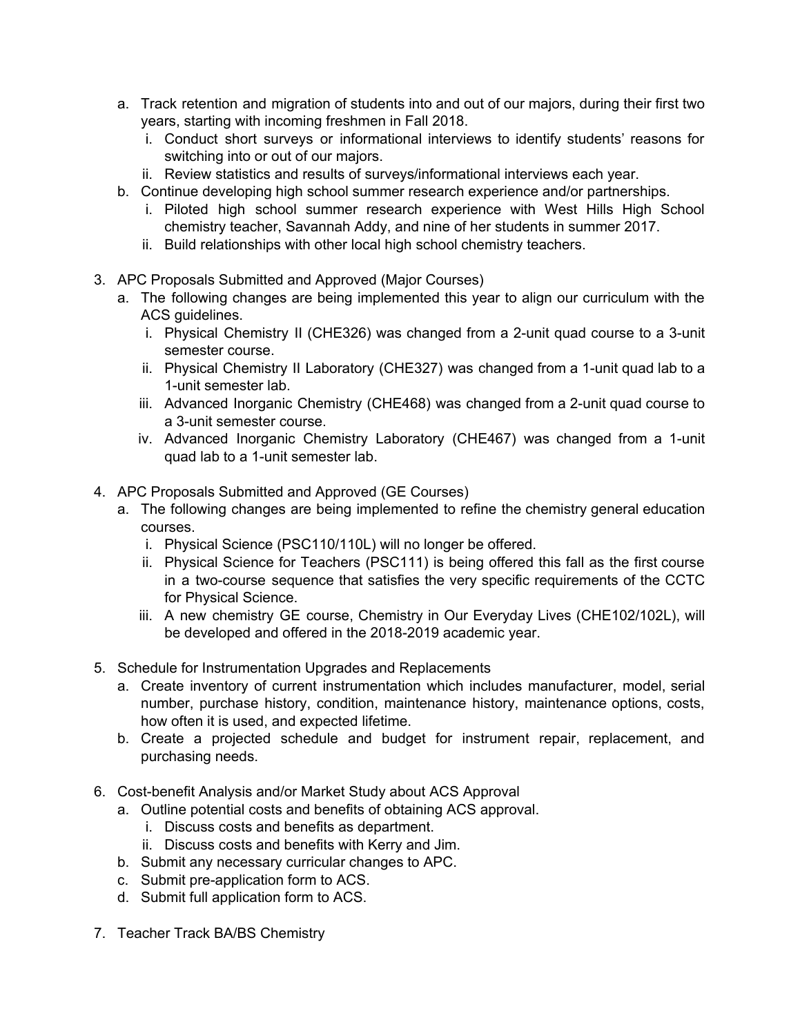a. Track retention and migration of students into and out of our majors, during their first two years, starting with incoming freshmen in Fall 2018.
      i. Conduct short surveys or informational interviews to identify students' reasons for switching into or out of our majors.
      ii. Review statistics and results of surveys/informational interviews each year.
   b. Continue developing high school summer research experience and/or partnerships.
      i. Piloted high school summer research experience with West Hills High School chemistry teacher, Savannah Addy, and nine of her students in summer 2017.
      ii. Build relationships with other local high school chemistry teachers.

3. APC Proposals Submitted and Approved (Major Courses)
   a. The following changes are being implemented this year to align our curriculum with the ACS guidelines.
      i. Physical Chemistry II (CHE326) was changed from a 2-unit quad course to a 3-unit semester course.
      ii. Physical Chemistry II Laboratory (CHE327) was changed from a 1-unit quad lab to a 1-unit semester lab.
      iii. Advanced Inorganic Chemistry (CHE468) was changed from a 2-unit quad course to a 3-unit semester course.
      iv. Advanced Inorganic Chemistry Laboratory (CHE467) was changed from a 1-unit quad lab to a 1-unit semester lab.

4. APC Proposals Submitted and Approved (GE Courses)
   a. The following changes are being implemented to refine the chemistry general education courses.
      i. Physical Science (PSC110/110L) will no longer be offered.
      ii. Physical Science for Teachers (PSC111) is being offered this fall as the first course in a two-course sequence that satisfies the very specific requirements of the CCTC for Physical Science.
      iii. A new chemistry GE course, Chemistry in Our Everyday Lives (CHE102/102L), will be developed and offered in the 2018-2019 academic year.

5. Schedule for Instrumentation Upgrades and Replacements
   a. Create inventory of current instrumentation which includes manufacturer, model, serial number, purchase history, condition, maintenance history, maintenance options, costs, how often it is used, and expected lifetime.
   b. Create a projected schedule and budget for instrument repair, replacement, and purchasing needs.

6. Cost-benefit Analysis and/or Market Study about ACS Approval
   a. Outline potential costs and benefits of obtaining ACS approval.
      i. Discuss costs and benefits as department.
      ii. Discuss costs and benefits with Kerry and Jim.
   b. Submit any necessary curricular changes to APC.
   c. Submit pre-application form to ACS.
   d. Submit full application form to ACS.

7. Teacher Track BA/BS Chemistry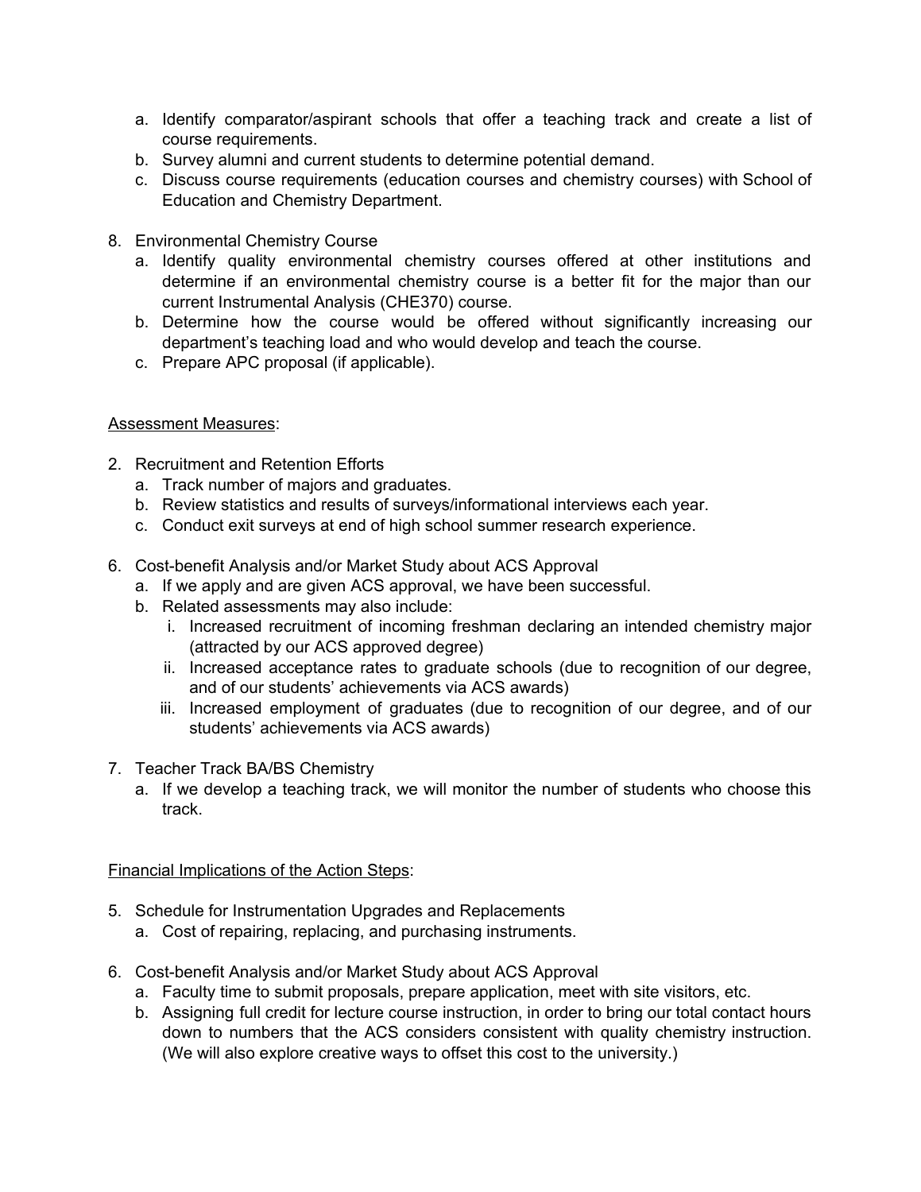a. Identify comparator/aspirant schools that offer a teaching track and create a list of course requirements.
   b. Survey alumni and current students to determine potential demand.
   c. Discuss course requirements (education courses and chemistry courses) with School of Education and Chemistry Department.

8. Environmental Chemistry Course
   a. Identify quality environmental chemistry courses offered at other institutions and determine if an environmental chemistry course is a better fit for the major than our current Instrumental Analysis (CHE370) course.
   b. Determine how the course would be offered without significantly increasing our department's teaching load and who would develop and teach the course.
   c. Prepare APC proposal (if applicable).

<u>Assessment Measures</u>:

2. Recruitment and Retention Efforts
   a. Track number of majors and graduates.
   b. Review statistics and results of surveys/informational interviews each year.
   c. Conduct exit surveys at end of high school summer research experience.

6. Cost-benefit Analysis and/or Market Study about ACS Approval
   a. If we apply and are given ACS approval, we have been successful.
   b. Related assessments may also include:
      i. Increased recruitment of incoming freshman declaring an intended chemistry major (attracted by our ACS approved degree)
      ii. Increased acceptance rates to graduate schools (due to recognition of our degree, and of our students' achievements via ACS awards)
      iii. Increased employment of graduates (due to recognition of our degree, and of our students' achievements via ACS awards)

7. Teacher Track BA/BS Chemistry
   a. If we develop a teaching track, we will monitor the number of students who choose this track.

<u>Financial Implications of the Action Steps</u>:

5. Schedule for Instrumentation Upgrades and Replacements
   a. Cost of repairing, replacing, and purchasing instruments.

6. Cost-benefit Analysis and/or Market Study about ACS Approval
   a. Faculty time to submit proposals, prepare application, meet with site visitors, etc.
   b. Assigning full credit for lecture course instruction, in order to bring our total contact hours down to numbers that the ACS considers consistent with quality chemistry instruction. (We will also explore creative ways to offset this cost to the university.)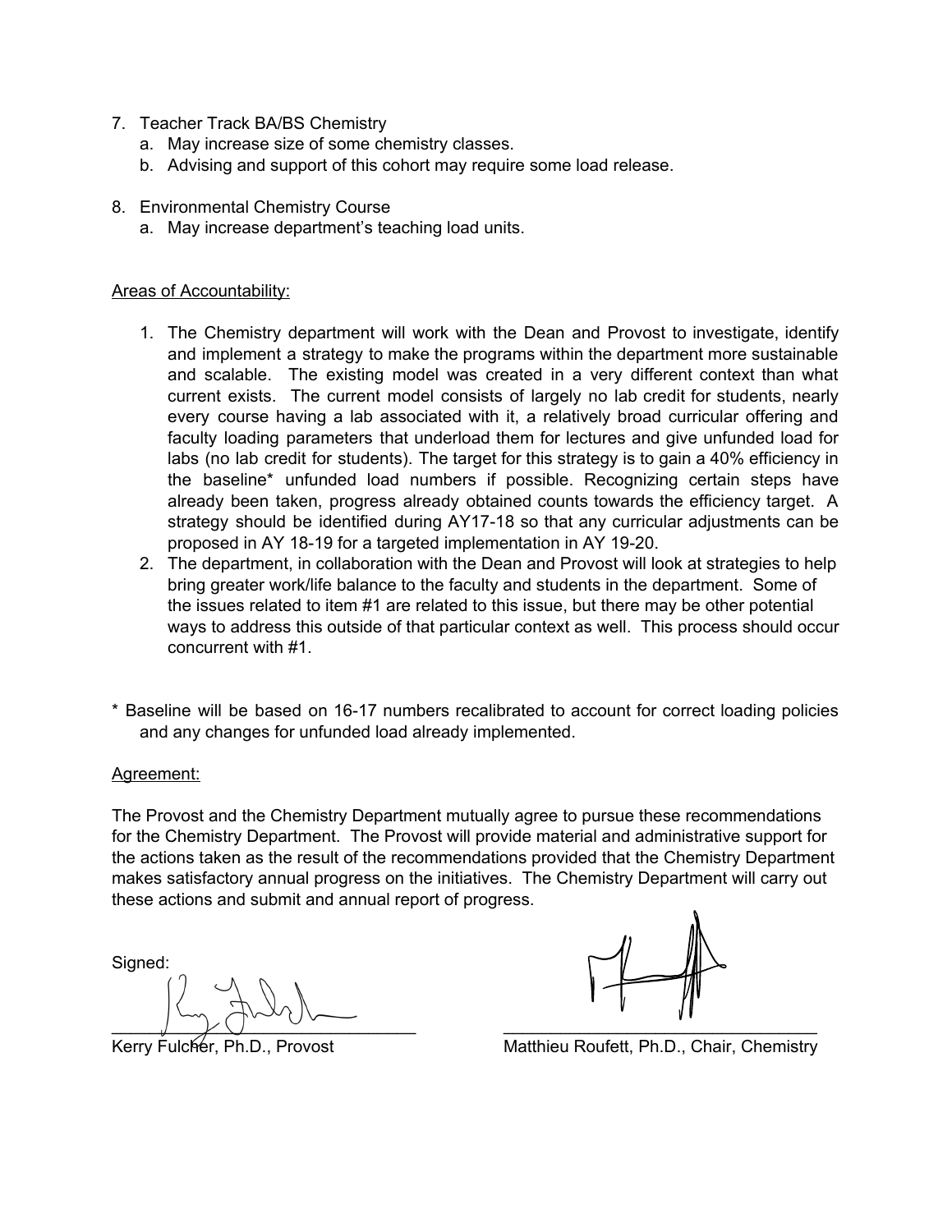7. Teacher Track BA/BS Chemistry
    a. May increase size of some chemistry classes.
    b. Advising and support of this cohort may require some load release.

8. Environmental Chemistry Course
    a. May increase department's teaching load units.

<u>Areas of Accountability:</u>

1. The Chemistry department will work with the Dean and Provost to investigate, identify and implement a strategy to make the programs within the department more sustainable and scalable. The existing model was created in a very different context than what current exists. The current model consists of largely no lab credit for students, nearly every course having a lab associated with it, a relatively broad curricular offering and faculty loading parameters that underload them for lectures and give unfunded load for labs (no lab credit for students). The target for this strategy is to gain a 40% efficiency in the baseline* unfunded load numbers if possible. Recognizing certain steps have already been taken, progress already obtained counts towards the efficiency target. A strategy should be identified during AY17-18 so that any curricular adjustments can be proposed in AY 18-19 for a targeted implementation in AY 19-20.
2. The department, in collaboration with the Dean and Provost will look at strategies to help bring greater work/life balance to the faculty and students in the department. Some of the issues related to item #1 are related to this issue, but there may be other potential ways to address this outside of that particular context as well. This process should occur concurrent with #1.

\* Baseline will be based on 16-17 numbers recalibrated to account for correct loading policies and any changes for unfunded load already implemented.

<u>Agreement:</u>

The Provost and the Chemistry Department mutually agree to pursue these recommendations for the Chemistry Department. The Provost will provide material and administrative support for the actions taken as the result of the recommendations provided that the Chemistry Department makes satisfactory annual progress on the initiatives. The Chemistry Department will carry out these actions and submit and annual report of progress.

Signed:

Kerry Fulcher, Ph.D., Provost

Matthieu Roufett, Ph.D., Chair, Chemistry